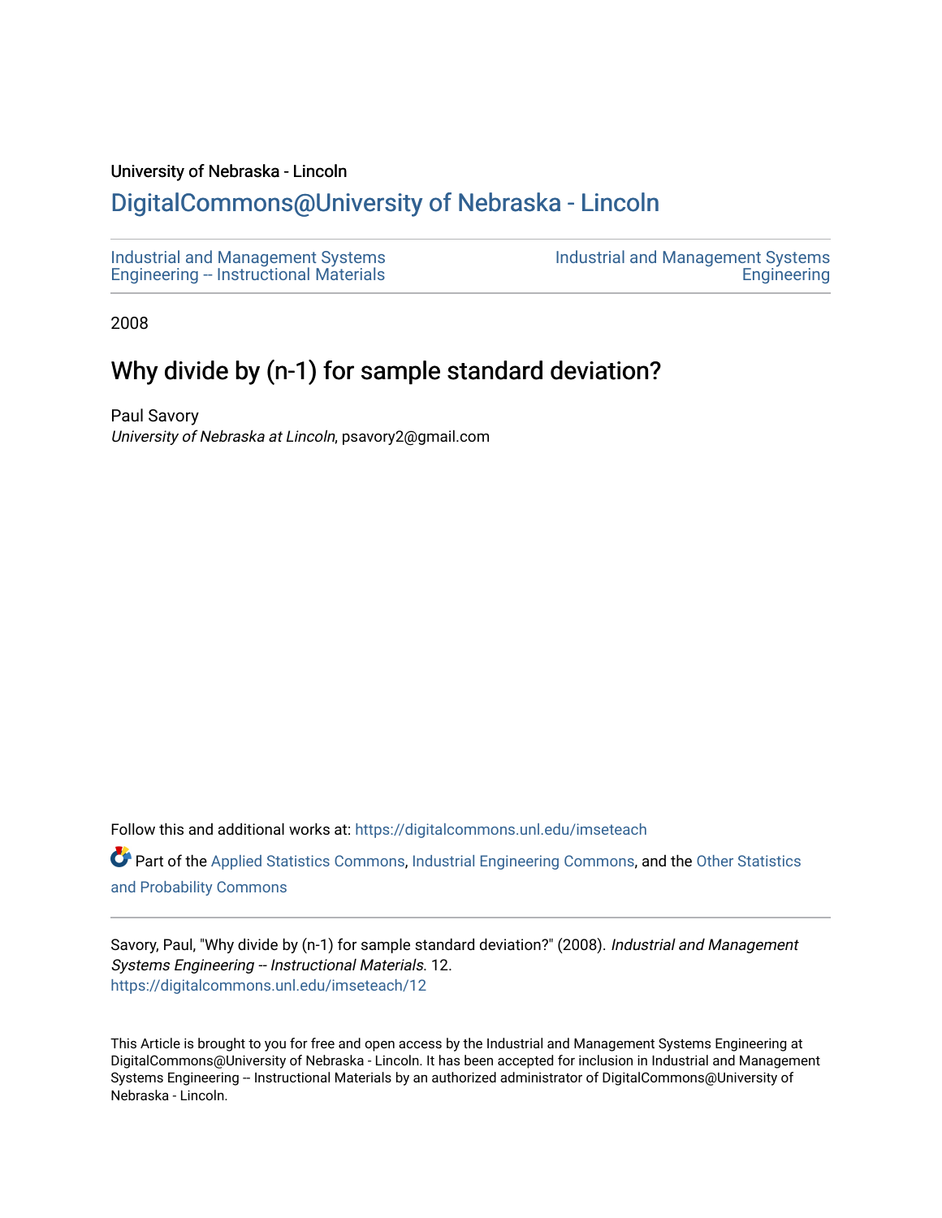University of Nebraska - Lincoln

## DigitalCommons@University of Nebraska - Lincoln

Industrial and Management Systems Engineering -- Instructional Materials

Industrial and Management Systems Engineering

2008

# Why divide by (n-1) for sample standard deviation?

Paul Savory
*University of Nebraska at Lincoln*, psavory2@gmail.com

Follow this and additional works at: https://digitalcommons.unl.edu/imseteach

Part of the Applied Statistics Commons, Industrial Engineering Commons, and the Other Statistics and Probability Commons

Savory, Paul, "Why divide by (n-1) for sample standard deviation?" (2008). *Industrial and Management Systems Engineering -- Instructional Materials*. 12.
https://digitalcommons.unl.edu/imseteach/12

This Article is brought to you for free and open access by the Industrial and Management Systems Engineering at DigitalCommons@University of Nebraska - Lincoln. It has been accepted for inclusion in Industrial and Management Systems Engineering -- Instructional Materials by an authorized administrator of DigitalCommons@University of Nebraska - Lincoln.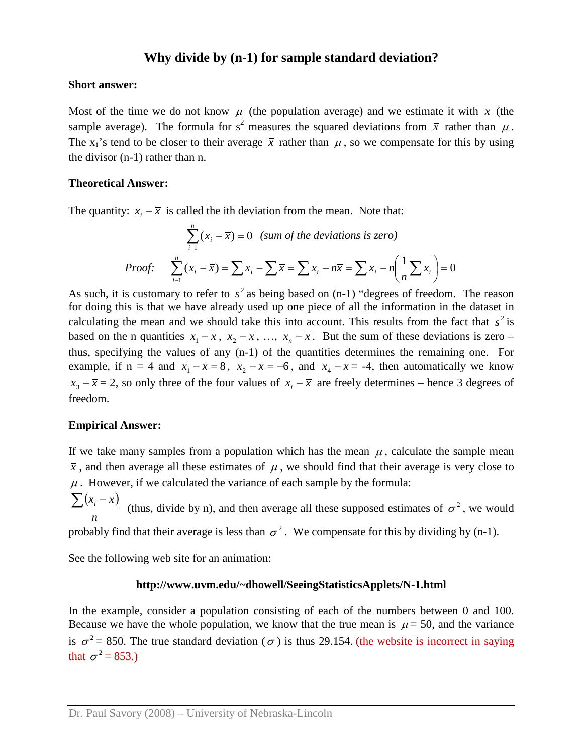# Why divide by (n-1) for sample standard deviation?

**Short answer:**

Most of the time we do not know $\mu$ (the population average) and we estimate it with $\bar{x}$ (the sample average). The formula for $s^2$ measures the squared deviations from $\bar{x}$ rather than $\mu$. The $x_i$'s tend to be closer to their average $\bar{x}$ rather than $\mu$, so we compensate for this by using the divisor (n-1) rather than n.

**Theoretical Answer:**

The quantity: $x_i - \bar{x}$ is called the ith deviation from the mean. Note that:

$$\sum_{i-1}^{n}(x_i - \bar{x}) = 0 \quad \textit{(sum of the deviations is zero)}$$

$$\textit{Proof:} \quad \sum_{i-1}^{n}(x_i - \bar{x}) = \sum x_i - \sum \bar{x} = \sum x_i - n\bar{x} = \sum x_i - n\left(\frac{1}{n}\sum x_i\right) = 0$$

As such, it is customary to refer to $s^2$ as being based on (n-1) "degrees of freedom. The reason for doing this is that we have already used up one piece of all the information in the dataset in calculating the mean and we should take this into account. This results from the fact that $s^2$ is based on the n quantities $x_1 - \bar{x}$, $x_2 - \bar{x}$, …, $x_n - \bar{x}$. But the sum of these deviations is zero – thus, specifying the values of any (n-1) of the quantities determines the remaining one. For example, if n = 4 and $x_1 - \bar{x} = 8$, $x_2 - \bar{x} = -6$, and $x_4 - \bar{x} = -4$, then automatically we know $x_3 - \bar{x} = 2$, so only three of the four values of $x_i - \bar{x}$ are freely determines – hence 3 degrees of freedom.

**Empirical Answer:**

If we take many samples from a population which has the mean $\mu$, calculate the sample mean $\bar{x}$, and then average all these estimates of $\mu$, we should find that their average is very close to $\mu$. However, if we calculated the variance of each sample by the formula: $\frac{\sum(x_i - \bar{x})}{n}$ (thus, divide by n), and then average all these supposed estimates of $\sigma^2$, we would probably find that their average is less than $\sigma^2$. We compensate for this by dividing by (n-1).

See the following web site for an animation:

**http://www.uvm.edu/~dhowell/SeeingStatisticsApplets/N-1.html**

In the example, consider a population consisting of each of the numbers between 0 and 100. Because we have the whole population, we know that the true mean is $\mu = 50$, and the variance is $\sigma^2 = 850$. The true standard deviation ($\sigma$) is thus 29.154. (the website is incorrect in saying that $\sigma^2 = 853$.)